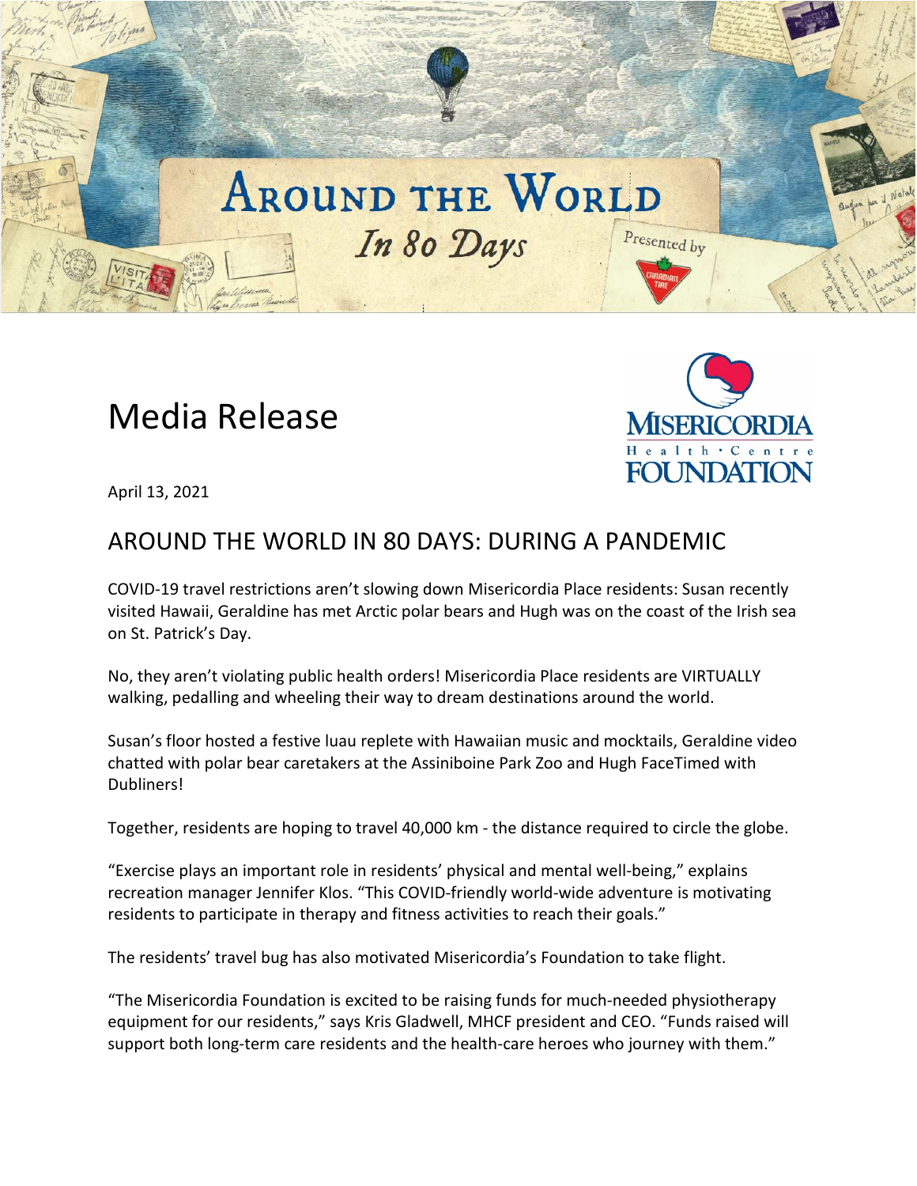# Around the World In 80 Days

Presented by Canadian Tire

## Media Release

Misericordia Health Centre Foundation

April 13, 2021

## AROUND THE WORLD IN 80 DAYS: DURING A PANDEMIC

COVID-19 travel restrictions aren't slowing down Misericordia Place residents: Susan recently visited Hawaii, Geraldine has met Arctic polar bears and Hugh was on the coast of the Irish sea on St. Patrick's Day.

No, they aren't violating public health orders! Misericordia Place residents are VIRTUALLY walking, pedalling and wheeling their way to dream destinations around the world.

Susan's floor hosted a festive luau replete with Hawaiian music and mocktails, Geraldine video chatted with polar bear caretakers at the Assiniboine Park Zoo and Hugh FaceTimed with Dubliners!

Together, residents are hoping to travel 40,000 km - the distance required to circle the globe.

"Exercise plays an important role in residents' physical and mental well-being," explains recreation manager Jennifer Klos. "This COVID-friendly world-wide adventure is motivating residents to participate in therapy and fitness activities to reach their goals."

The residents' travel bug has also motivated Misericordia's Foundation to take flight.

"The Misericordia Foundation is excited to be raising funds for much-needed physiotherapy equipment for our residents," says Kris Gladwell, MHCF president and CEO. "Funds raised will support both long-term care residents and the health-care heroes who journey with them."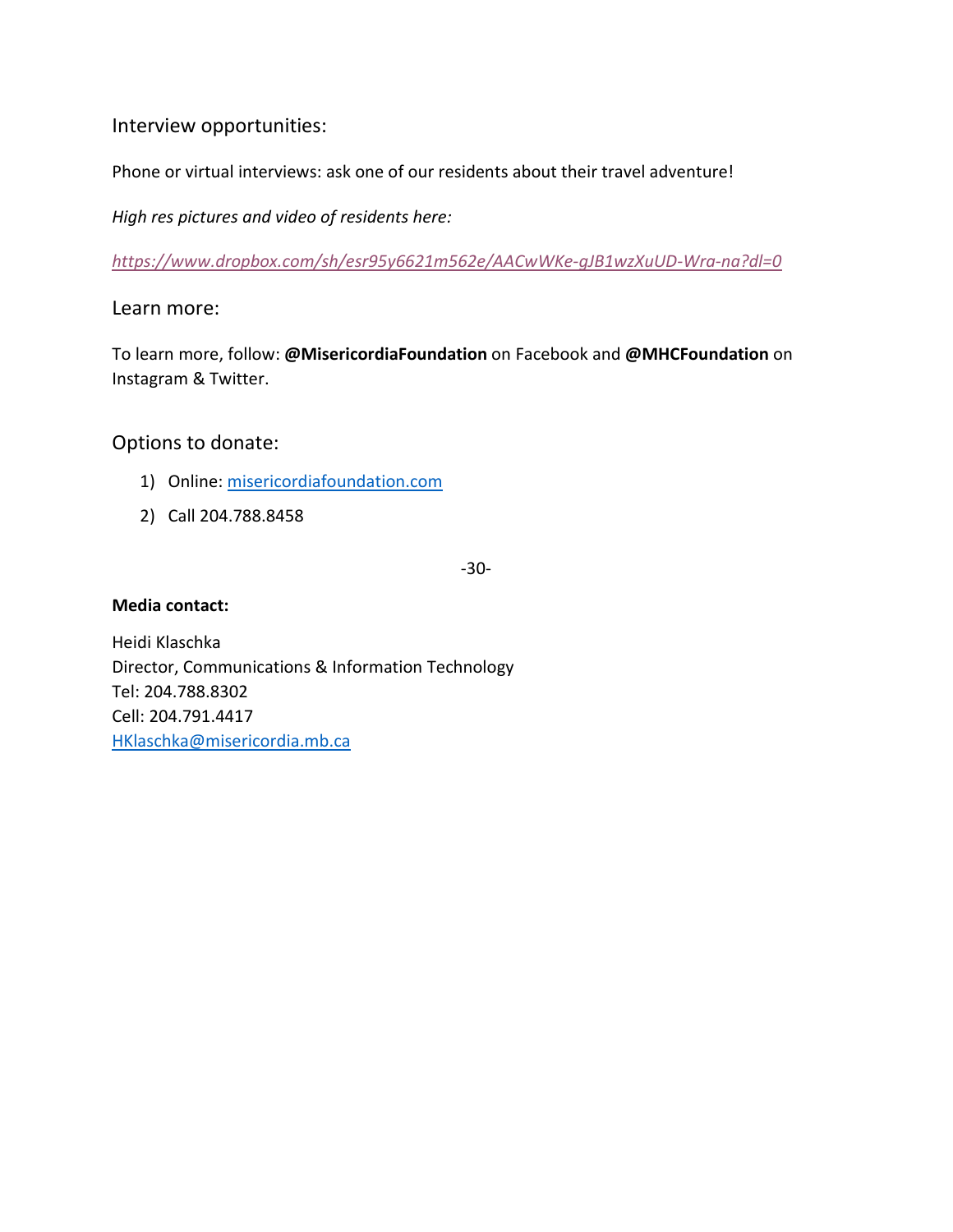## Interview opportunities:

Phone or virtual interviews: ask one of our residents about their travel adventure!

*High res pictures and video of residents here:*

*https://www.dropbox.com/sh/esr95y6621m562e/AACwWKe-gJB1wzXuUD-Wra-na?dl=0*

## Learn more:

To learn more, follow: **@MisericordiaFoundation** on Facebook and **@MHCFoundation** on Instagram & Twitter.

## Options to donate:

1) Online: misericordiafoundation.com
2) Call 204.788.8458

-30-

**Media contact:**

Heidi Klaschka
Director, Communications & Information Technology
Tel: 204.788.8302
Cell: 204.791.4417
HKlaschka@misericordia.mb.ca